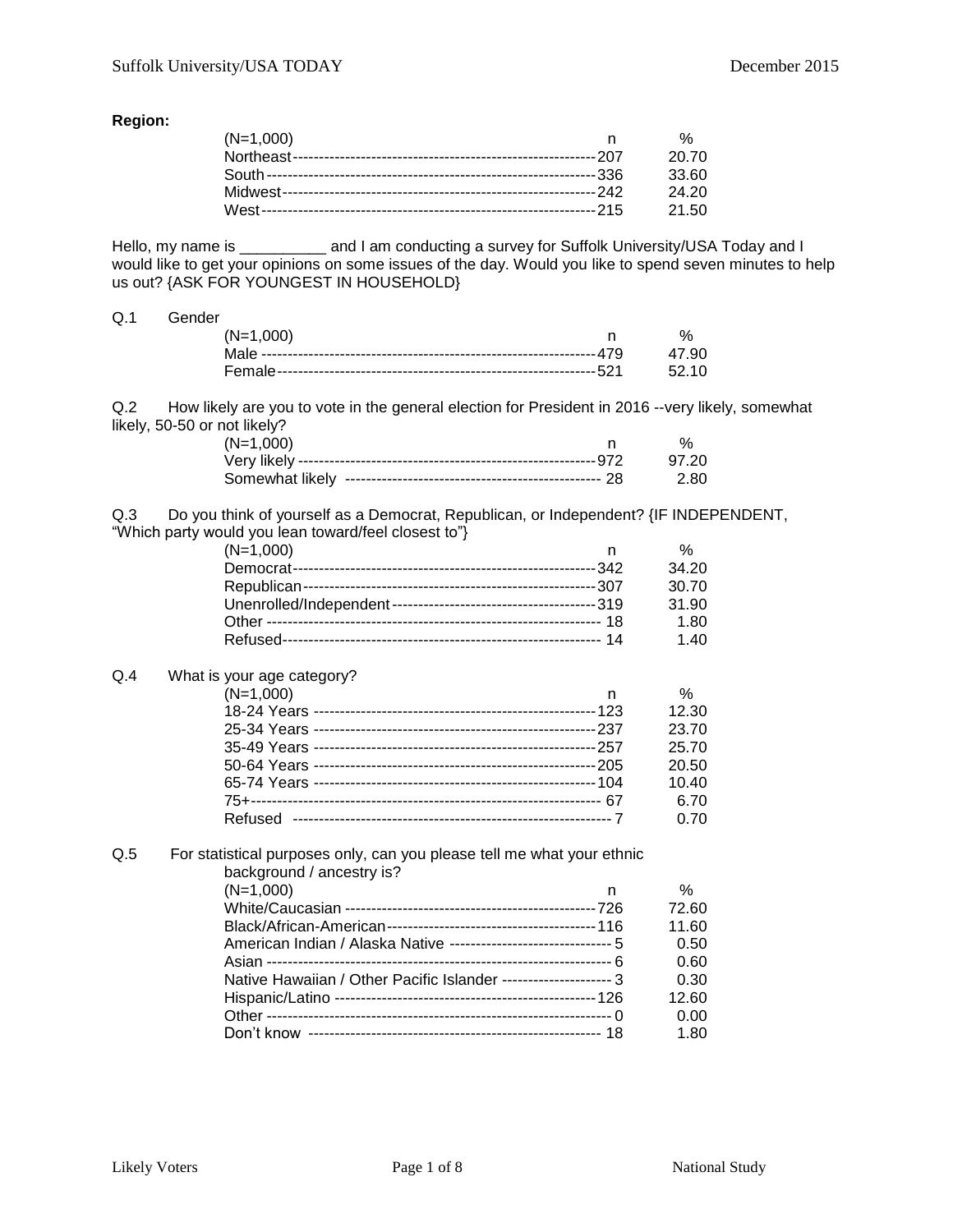**Region:**

| (N=1,000) | n | % |
|---|---|---|
| Northeast | 207 | 20.70 |
| South | 336 | 33.60 |
| Midwest | 242 | 24.20 |
| West | 215 | 21.50 |

Hello, my name is __________ and I am conducting a survey for Suffolk University/USA Today and I would like to get your opinions on some issues of the day. Would you like to spend seven minutes to help us out? {ASK FOR YOUNGEST IN HOUSEHOLD}

Q.1 Gender

| (N=1,000) | n | % |
|---|---|---|
| Male | 479 | 47.90 |
| Female | 521 | 52.10 |

Q.2 How likely are you to vote in the general election for President in 2016 --very likely, somewhat likely, 50-50 or not likely?

| (N=1,000) | n | % |
|---|---|---|
| Very likely | 972 | 97.20 |
| Somewhat likely | 28 | 2.80 |

Q.3 Do you think of yourself as a Democrat, Republican, or Independent? {IF INDEPENDENT, "Which party would you lean toward/feel closest to"}

| (N=1,000) | n | % |
|---|---|---|
| Democrat | 342 | 34.20 |
| Republican | 307 | 30.70 |
| Unenrolled/Independent | 319 | 31.90 |
| Other | 18 | 1.80 |
| Refused | 14 | 1.40 |

Q.4 What is your age category?

| (N=1,000) | n | % |
|---|---|---|
| 18-24 Years | 123 | 12.30 |
| 25-34 Years | 237 | 23.70 |
| 35-49 Years | 257 | 25.70 |
| 50-64 Years | 205 | 20.50 |
| 65-74 Years | 104 | 10.40 |
| 75+ | 67 | 6.70 |
| Refused | 7 | 0.70 |

Q.5 For statistical purposes only, can you please tell me what your ethnic background / ancestry is?

| (N=1,000) | n | % |
|---|---|---|
| White/Caucasian | 726 | 72.60 |
| Black/African-American | 116 | 11.60 |
| American Indian / Alaska Native | 5 | 0.50 |
| Asian | 6 | 0.60 |
| Native Hawaiian / Other Pacific Islander | 3 | 0.30 |
| Hispanic/Latino | 126 | 12.60 |
| Other | 0 | 0.00 |
| Don't know | 18 | 1.80 |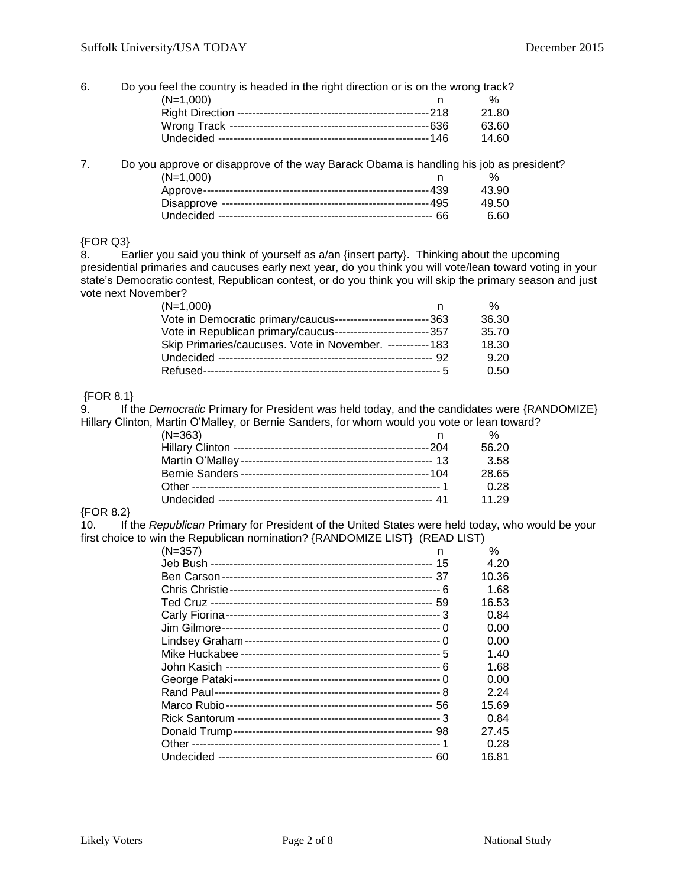6. Do you feel the country is headed in the right direction or is on the wrong track?

| (N=1,000) | n | % |
|---|---|---|
| Right Direction | 218 | 21.80 |
| Wrong Track | 636 | 63.60 |
| Undecided | 146 | 14.60 |

7. Do you approve or disapprove of the way Barack Obama is handling his job as president?

| (N=1,000) | n | % |
|---|---|---|
| Approve | 439 | 43.90 |
| Disapprove | 495 | 49.50 |
| Undecided | 66 | 6.60 |

{FOR Q3}

8. Earlier you said you think of yourself as a/an {insert party}. Thinking about the upcoming presidential primaries and caucuses early next year, do you think you will vote/lean toward voting in your state's Democratic contest, Republican contest, or do you think you will skip the primary season and just vote next November?

| (N=1,000) | n | % |
|---|---|---|
| Vote in Democratic primary/caucus | 363 | 36.30 |
| Vote in Republican primary/caucus | 357 | 35.70 |
| Skip Primaries/caucuses. Vote in November. | 183 | 18.30 |
| Undecided | 92 | 9.20 |
| Refused | 5 | 0.50 |

{FOR 8.1}

9. If the *Democratic* Primary for President was held today, and the candidates were {RANDOMIZE} Hillary Clinton, Martin O'Malley, or Bernie Sanders, for whom would you vote or lean toward?

| (N=363) | n | % |
|---|---|---|
| Hillary Clinton | 204 | 56.20 |
| Martin O'Malley | 13 | 3.58 |
| Bernie Sanders | 104 | 28.65 |
| Other | 1 | 0.28 |
| Undecided | 41 | 11.29 |

{FOR 8.2}

10. If the *Republican* Primary for President of the United States were held today, who would be your first choice to win the Republican nomination? {RANDOMIZE LIST} (READ LIST)

| (N=357) | n | % |
|---|---|---|
| Jeb Bush | 15 | 4.20 |
| Ben Carson | 37 | 10.36 |
| Chris Christie | 6 | 1.68 |
| Ted Cruz | 59 | 16.53 |
| Carly Fiorina | 3 | 0.84 |
| Jim Gilmore | 0 | 0.00 |
| Lindsey Graham | 0 | 0.00 |
| Mike Huckabee | 5 | 1.40 |
| John Kasich | 6 | 1.68 |
| George Pataki | 0 | 0.00 |
| Rand Paul | 8 | 2.24 |
| Marco Rubio | 56 | 15.69 |
| Rick Santorum | 3 | 0.84 |
| Donald Trump | 98 | 27.45 |
| Other | 1 | 0.28 |
| Undecided | 60 | 16.81 |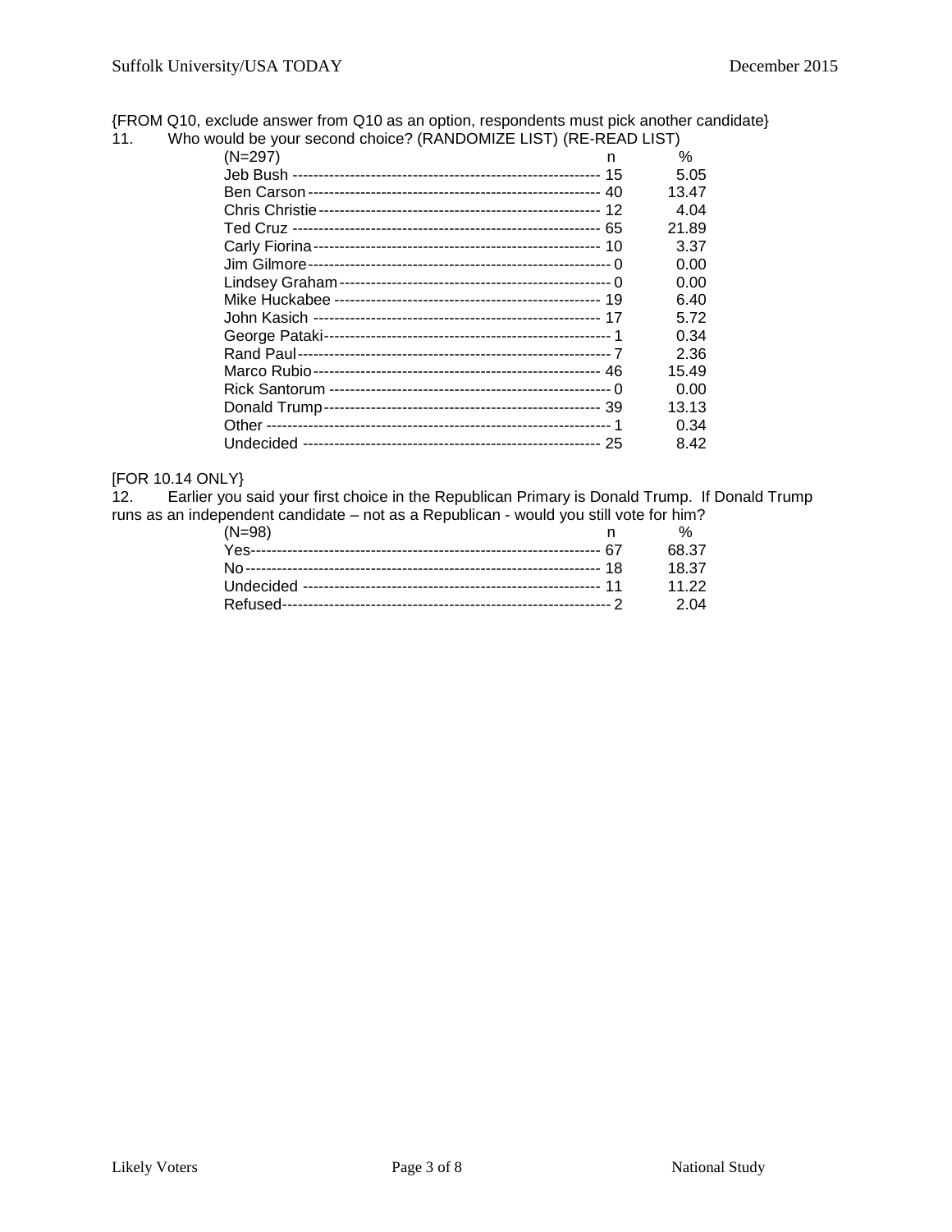{FROM Q10, exclude answer from Q10 as an option, respondents must pick another candidate}

11. Who would be your second choice? (RANDOMIZE LIST) (RE-READ LIST)

| (N=297) | n | % |
|---|---|---|
| Jeb Bush | 15 | 5.05 |
| Ben Carson | 40 | 13.47 |
| Chris Christie | 12 | 4.04 |
| Ted Cruz | 65 | 21.89 |
| Carly Fiorina | 10 | 3.37 |
| Jim Gilmore | 0 | 0.00 |
| Lindsey Graham | 0 | 0.00 |
| Mike Huckabee | 19 | 6.40 |
| John Kasich | 17 | 5.72 |
| George Pataki | 1 | 0.34 |
| Rand Paul | 7 | 2.36 |
| Marco Rubio | 46 | 15.49 |
| Rick Santorum | 0 | 0.00 |
| Donald Trump | 39 | 13.13 |
| Other | 1 | 0.34 |
| Undecided | 25 | 8.42 |

[FOR 10.14 ONLY}

12. Earlier you said your first choice in the Republican Primary is Donald Trump. If Donald Trump runs as an independent candidate – not as a Republican - would you still vote for him?

| (N=98) | n | % |
|---|---|---|
| Yes | 67 | 68.37 |
| No | 18 | 18.37 |
| Undecided | 11 | 11.22 |
| Refused | 2 | 2.04 |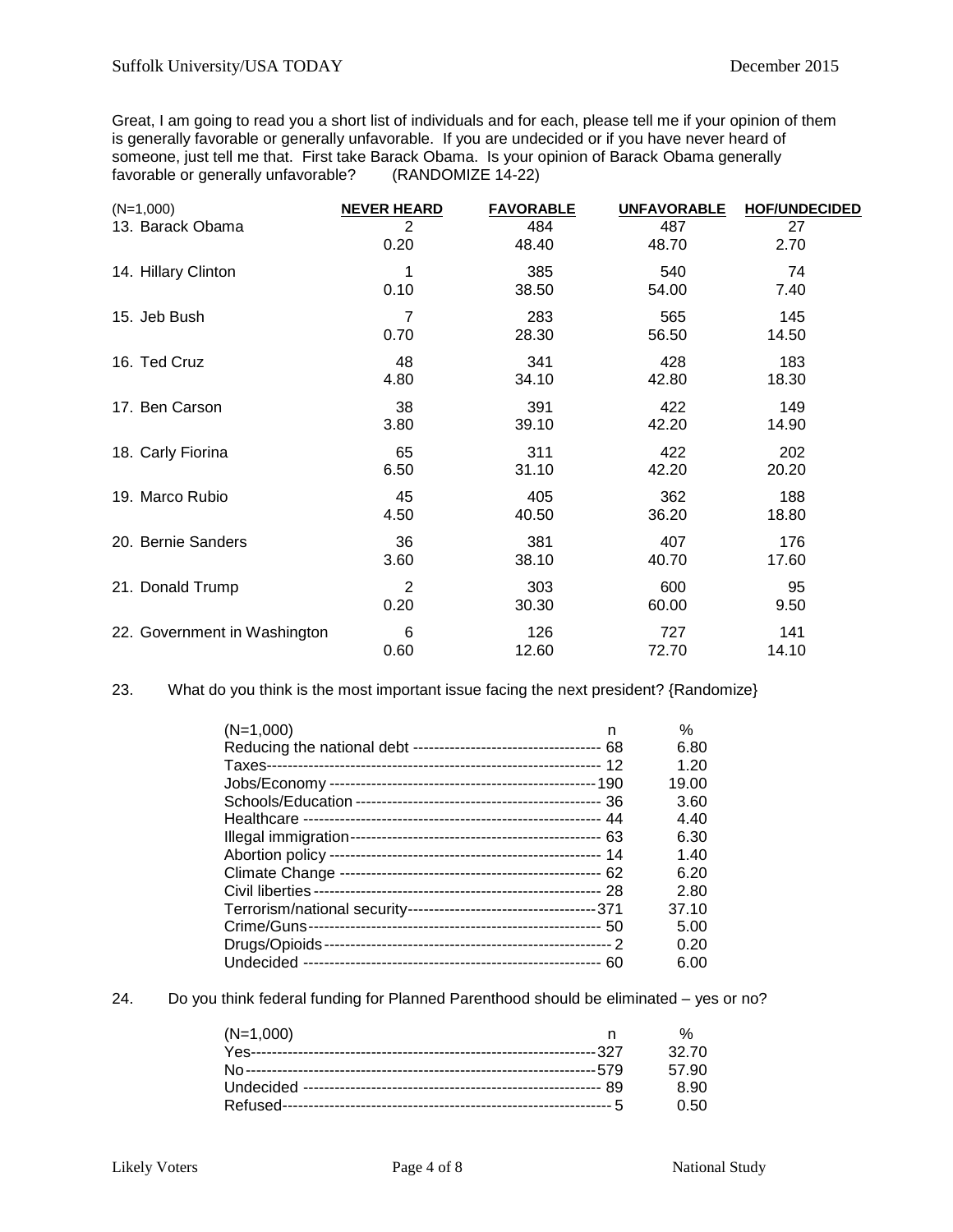Great, I am going to read you a short list of individuals and for each, please tell me if your opinion of them is generally favorable or generally unfavorable. If you are undecided or if you have never heard of someone, just tell me that. First take Barack Obama. Is your opinion of Barack Obama generally favorable or generally unfavorable? (RANDOMIZE 14-22)

| (N=1,000) | NEVER HEARD | FAVORABLE | UNFAVORABLE | HOF/UNDECIDED |
|---|---|---|---|---|
| 13. Barack Obama | 2 | 484 | 487 | 27 |
| | 0.20 | 48.40 | 48.70 | 2.70 |
| 14. Hillary Clinton | 1 | 385 | 540 | 74 |
| | 0.10 | 38.50 | 54.00 | 7.40 |
| 15. Jeb Bush | 7 | 283 | 565 | 145 |
| | 0.70 | 28.30 | 56.50 | 14.50 |
| 16. Ted Cruz | 48 | 341 | 428 | 183 |
| | 4.80 | 34.10 | 42.80 | 18.30 |
| 17. Ben Carson | 38 | 391 | 422 | 149 |
| | 3.80 | 39.10 | 42.20 | 14.90 |
| 18. Carly Fiorina | 65 | 311 | 422 | 202 |
| | 6.50 | 31.10 | 42.20 | 20.20 |
| 19. Marco Rubio | 45 | 405 | 362 | 188 |
| | 4.50 | 40.50 | 36.20 | 18.80 |
| 20. Bernie Sanders | 36 | 381 | 407 | 176 |
| | 3.60 | 38.10 | 40.70 | 17.60 |
| 21. Donald Trump | 2 | 303 | 600 | 95 |
| | 0.20 | 30.30 | 60.00 | 9.50 |
| 22. Government in Washington | 6 | 126 | 727 | 141 |
| | 0.60 | 12.60 | 72.70 | 14.10 |

23. What do you think is the most important issue facing the next president? {Randomize}

| (N=1,000) | n | % |
|---|---|---|
| Reducing the national debt | 68 | 6.80 |
| Taxes | 12 | 1.20 |
| Jobs/Economy | 190 | 19.00 |
| Schools/Education | 36 | 3.60 |
| Healthcare | 44 | 4.40 |
| Illegal immigration | 63 | 6.30 |
| Abortion policy | 14 | 1.40 |
| Climate Change | 62 | 6.20 |
| Civil liberties | 28 | 2.80 |
| Terrorism/national security | 371 | 37.10 |
| Crime/Guns | 50 | 5.00 |
| Drugs/Opioids | 2 | 0.20 |
| Undecided | 60 | 6.00 |

24. Do you think federal funding for Planned Parenthood should be eliminated – yes or no?

| (N=1,000) | n | % |
|---|---|---|
| Yes | 327 | 32.70 |
| No | 579 | 57.90 |
| Undecided | 89 | 8.90 |
| Refused | 5 | 0.50 |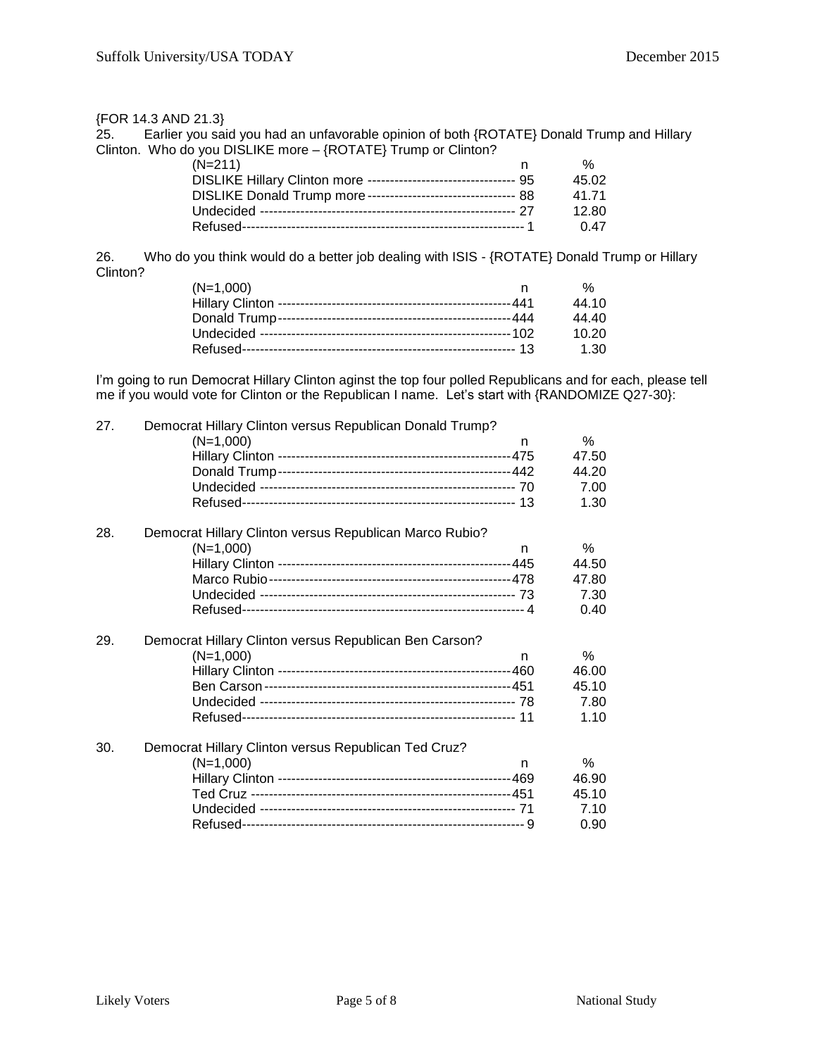{FOR 14.3 AND 21.3}

25. Earlier you said you had an unfavorable opinion of both {ROTATE} Donald Trump and Hillary Clinton. Who do you DISLIKE more – {ROTATE} Trump or Clinton?

| (N=211) | n | % |
|---|---|---|
| DISLIKE Hillary Clinton more | 95 | 45.02 |
| DISLIKE Donald Trump more | 88 | 41.71 |
| Undecided | 27 | 12.80 |
| Refused | 1 | 0.47 |

26. Who do you think would do a better job dealing with ISIS - {ROTATE} Donald Trump or Hillary Clinton?

| (N=1,000) | n | % |
|---|---|---|
| Hillary Clinton | 441 | 44.10 |
| Donald Trump | 444 | 44.40 |
| Undecided | 102 | 10.20 |
| Refused | 13 | 1.30 |

I'm going to run Democrat Hillary Clinton aginst the top four polled Republicans and for each, please tell me if you would vote for Clinton or the Republican I name. Let's start with {RANDOMIZE Q27-30}:

27. Democrat Hillary Clinton versus Republican Donald Trump?

| (N=1,000) | n | % |
|---|---|---|
| Hillary Clinton | 475 | 47.50 |
| Donald Trump | 442 | 44.20 |
| Undecided | 70 | 7.00 |
| Refused | 13 | 1.30 |

28. Democrat Hillary Clinton versus Republican Marco Rubio?

| (N=1,000) | n | % |
|---|---|---|
| Hillary Clinton | 445 | 44.50 |
| Marco Rubio | 478 | 47.80 |
| Undecided | 73 | 7.30 |
| Refused | 4 | 0.40 |

29. Democrat Hillary Clinton versus Republican Ben Carson?

| (N=1,000) | n | % |
|---|---|---|
| Hillary Clinton | 460 | 46.00 |
| Ben Carson | 451 | 45.10 |
| Undecided | 78 | 7.80 |
| Refused | 11 | 1.10 |

30. Democrat Hillary Clinton versus Republican Ted Cruz?

| (N=1,000) | n | % |
|---|---|---|
| Hillary Clinton | 469 | 46.90 |
| Ted Cruz | 451 | 45.10 |
| Undecided | 71 | 7.10 |
| Refused | 9 | 0.90 |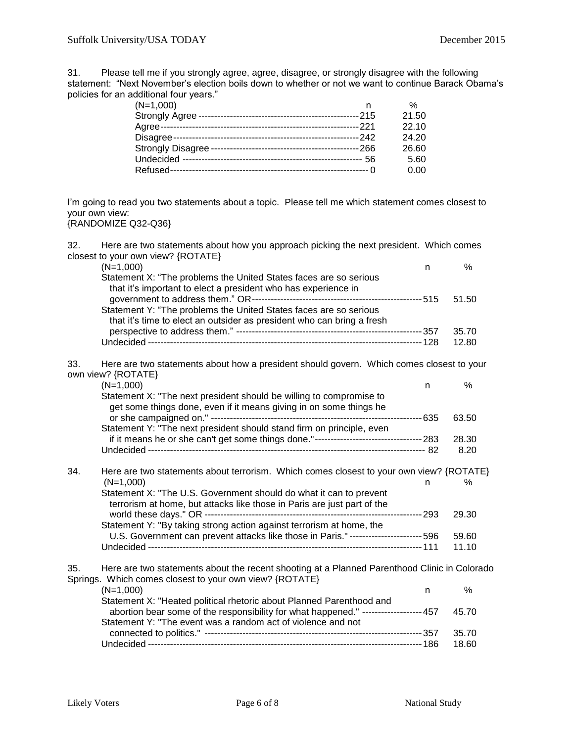31. Please tell me if you strongly agree, agree, disagree, or strongly disagree with the following statement: "Next November's election boils down to whether or not we want to continue Barack Obama's policies for an additional four years."

| (N=1,000) | n | % |
|---|---|---|
| Strongly Agree | 215 | 21.50 |
| Agree | 221 | 22.10 |
| Disagree | 242 | 24.20 |
| Strongly Disagree | 266 | 26.60 |
| Undecided | 56 | 5.60 |
| Refused | 0 | 0.00 |

I'm going to read you two statements about a topic. Please tell me which statement comes closest to your own view:
{RANDOMIZE Q32-Q36}

32. Here are two statements about how you approach picking the next president. Which comes closest to your own view? {ROTATE}

| (N=1,000) | n | % |
|---|---|---|
| Statement X: "The problems the United States faces are so serious that it's important to elect a president who has experience in government to address them." OR | 515 | 51.50 |
| Statement Y: "The problems the United States faces are so serious that it's time to elect an outsider as president who can bring a fresh perspective to address them." | 357 | 35.70 |
| Undecided | 128 | 12.80 |

33. Here are two statements about how a president should govern. Which comes closest to your own view? {ROTATE}

| (N=1,000) | n | % |
|---|---|---|
| Statement X: "The next president should be willing to compromise to get some things done, even if it means giving in on some things he or she campaigned on." | 635 | 63.50 |
| Statement Y: "The next president should stand firm on principle, even if it means he or she can't get some things done." | 283 | 28.30 |
| Undecided | 82 | 8.20 |

34. Here are two statements about terrorism. Which comes closest to your own view? {ROTATE}

| (N=1,000) | n | % |
|---|---|---|
| Statement X: "The U.S. Government should do what it can to prevent terrorism at home, but attacks like those in Paris are just part of the world these days." OR | 293 | 29.30 |
| Statement Y: "By taking strong action against terrorism at home, the U.S. Government can prevent attacks like those in Paris." | 596 | 59.60 |
| Undecided | 111 | 11.10 |

35. Here are two statements about the recent shooting at a Planned Parenthood Clinic in Colorado Springs. Which comes closest to your own view? {ROTATE}

| (N=1,000) | n | % |
|---|---|---|
| Statement X: "Heated political rhetoric about Planned Parenthood and abortion bear some of the responsibility for what happened." | 457 | 45.70 |
| Statement Y: "The event was a random act of violence and not connected to politics." | 357 | 35.70 |
| Undecided | 186 | 18.60 |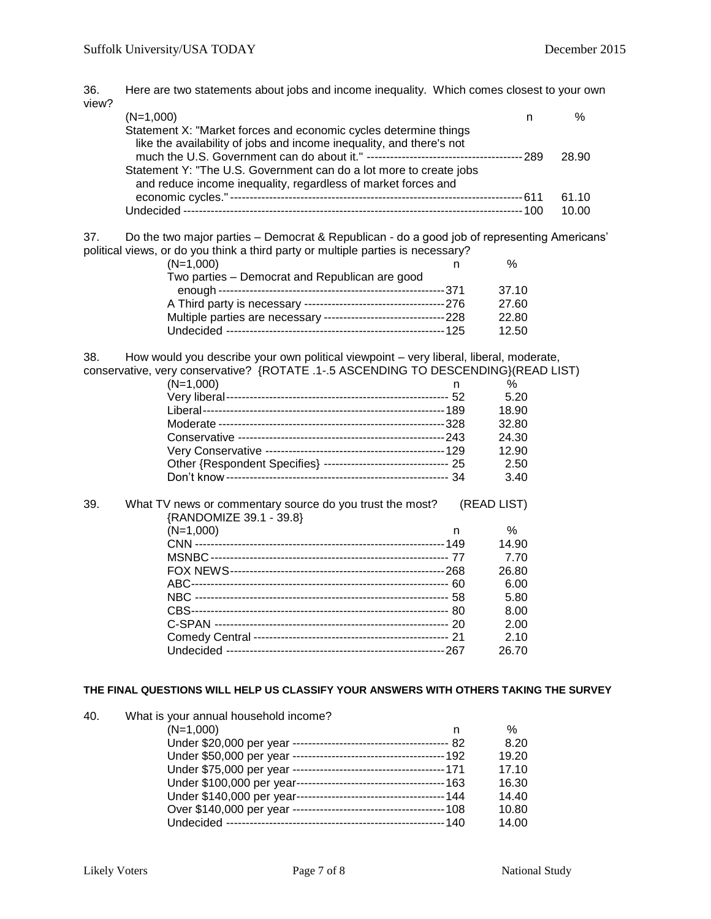36. Here are two statements about jobs and income inequality. Which comes closest to your own view?

| (N=1,000) | n | % |
|---|---|---|
| Statement X: "Market forces and economic cycles determine things like the availability of jobs and income inequality, and there's not much the U.S. Government can do about it." | 289 | 28.90 |
| Statement Y: "The U.S. Government can do a lot more to create jobs and reduce income inequality, regardless of market forces and economic cycles." | 611 | 61.10 |
| Undecided | 100 | 10.00 |

37. Do the two major parties – Democrat & Republican - do a good job of representing Americans' political views, or do you think a third party or multiple parties is necessary?

| (N=1,000) | n | % |
|---|---|---|
| Two parties – Democrat and Republican are good enough | 371 | 37.10 |
| A Third party is necessary | 276 | 27.60 |
| Multiple parties are necessary | 228 | 22.80 |
| Undecided | 125 | 12.50 |

38. How would you describe your own political viewpoint – very liberal, liberal, moderate, conservative, very conservative? {ROTATE .1-.5 ASCENDING TO DESCENDING}(READ LIST)

| (N=1,000) | n | % |
|---|---|---|
| Very liberal | 52 | 5.20 |
| Liberal | 189 | 18.90 |
| Moderate | 328 | 32.80 |
| Conservative | 243 | 24.30 |
| Very Conservative | 129 | 12.90 |
| Other {Respondent Specifies} | 25 | 2.50 |
| Don't know | 34 | 3.40 |

39. What TV news or commentary source do you trust the most? (READ LIST) {RANDOMIZE 39.1 - 39.8}

| (N=1,000) | n | % |
|---|---|---|
| CNN | 149 | 14.90 |
| MSNBC | 77 | 7.70 |
| FOX NEWS | 268 | 26.80 |
| ABC | 60 | 6.00 |
| NBC | 58 | 5.80 |
| CBS | 80 | 8.00 |
| C-SPAN | 20 | 2.00 |
| Comedy Central | 21 | 2.10 |
| Undecided | 267 | 26.70 |

**THE FINAL QUESTIONS WILL HELP US CLASSIFY YOUR ANSWERS WITH OTHERS TAKING THE SURVEY**

40. What is your annual household income?

| (N=1,000) | n | % |
|---|---|---|
| Under $20,000 per year | 82 | 8.20 |
| Under $50,000 per year | 192 | 19.20 |
| Under $75,000 per year | 171 | 17.10 |
| Under $100,000 per year | 163 | 16.30 |
| Under $140,000 per year | 144 | 14.40 |
| Over $140,000 per year | 108 | 10.80 |
| Undecided | 140 | 14.00 |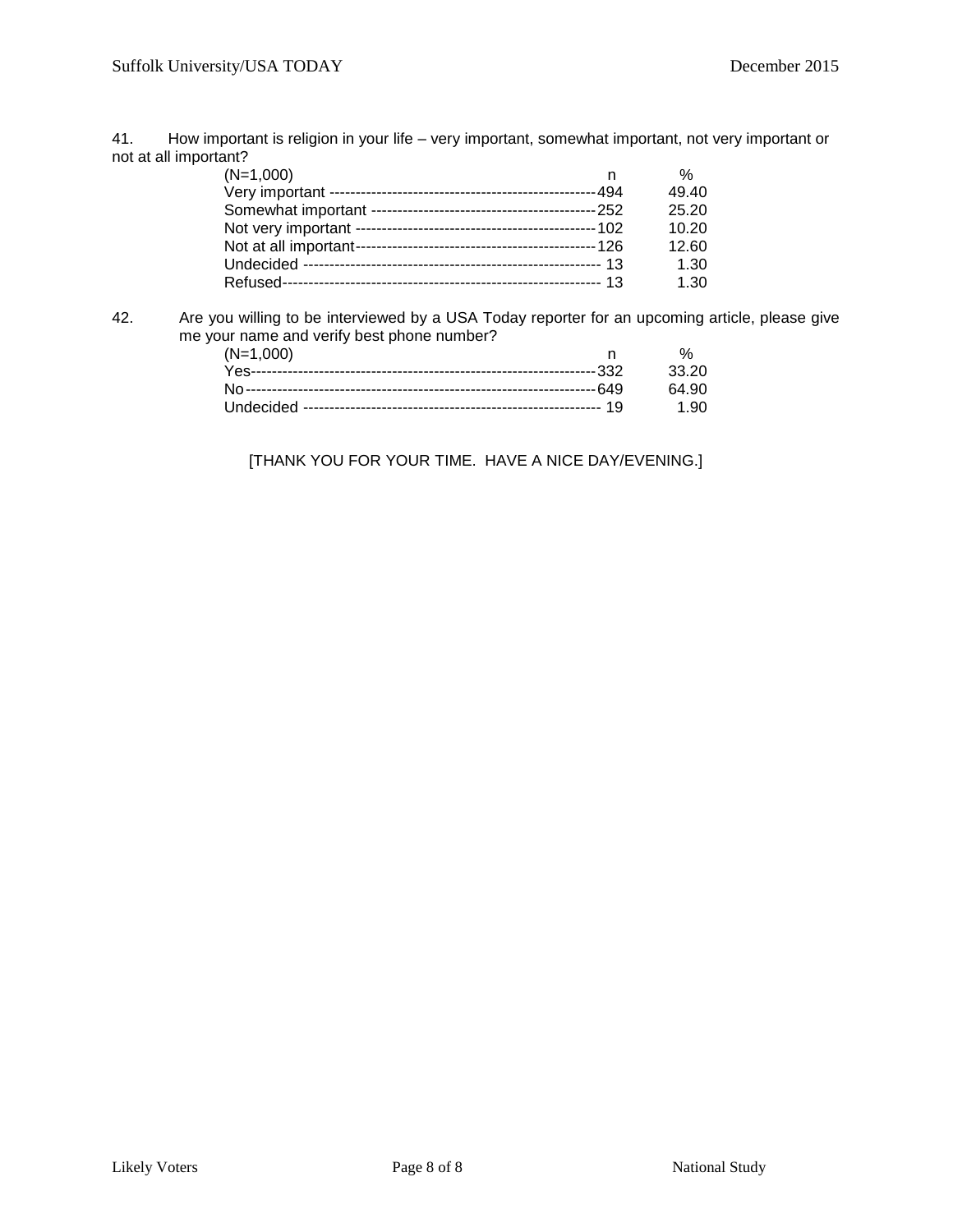41. How important is religion in your life – very important, somewhat important, not very important or not at all important?

| (N=1,000) | n | % |
|---|---|---|
| Very important | 494 | 49.40 |
| Somewhat important | 252 | 25.20 |
| Not very important | 102 | 10.20 |
| Not at all important | 126 | 12.60 |
| Undecided | 13 | 1.30 |
| Refused | 13 | 1.30 |

42. Are you willing to be interviewed by a USA Today reporter for an upcoming article, please give me your name and verify best phone number?

| (N=1,000) | n | % |
|---|---|---|
| Yes | 332 | 33.20 |
| No | 649 | 64.90 |
| Undecided | 19 | 1.90 |

[THANK YOU FOR YOUR TIME. HAVE A NICE DAY/EVENING.]